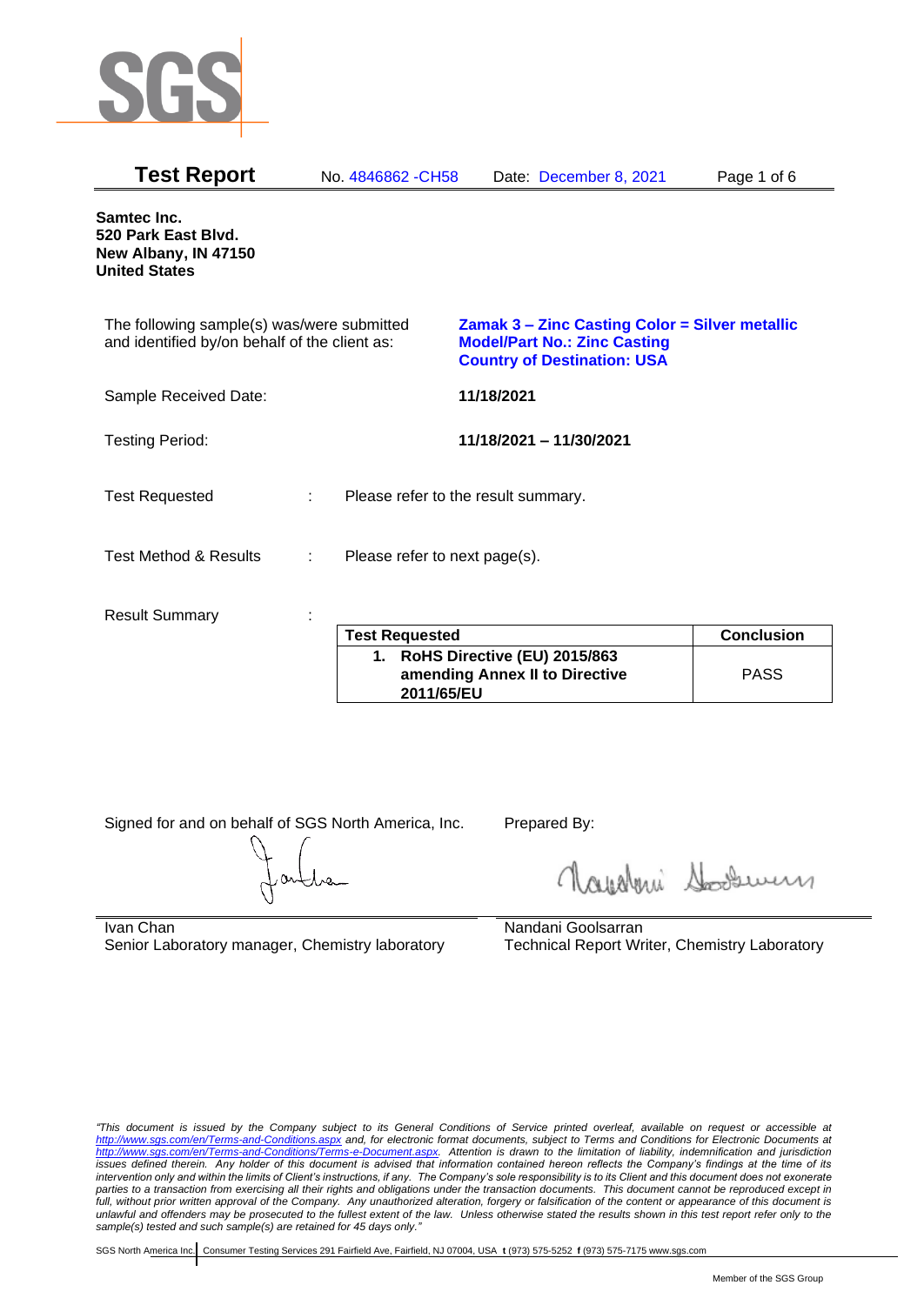SGS

# Test Report

No. 4846862 -CH58 Date: December 8, 2021

**Samtec Inc.**
**520 Park East Blvd.**
**New Albany, IN 47150**
**United States**

The following sample(s) was/were submitted and identified by/on behalf of the client as:

**Zamak 3 – Zinc Casting Color = Silver metallic**
**Model/Part No.: Zinc Casting**
**Country of Destination: USA**

Sample Received Date: **11/18/2021**

Testing Period: **11/18/2021 – 11/30/2021**

Test Requested : Please refer to the result summary.

Test Method & Results : Please refer to next page(s).

Result Summary :

| Test Requested | Conclusion |
|---|---|
| **1. RoHS Directive (EU) 2015/863 amending Annex II to Directive 2011/65/EU** | PASS |

Signed for and on behalf of SGS North America, Inc.

Ivan Chan
Senior Laboratory manager, Chemistry laboratory

Prepared By:

Nandani Goolsarran
Technical Report Writer, Chemistry Laboratory

*"This document is issued by the Company subject to its General Conditions of Service printed overleaf, available on request or accessible at http://www.sgs.com/en/Terms-and-Conditions.aspx and, for electronic format documents, subject to Terms and Conditions for Electronic Documents at http://www.sgs.com/en/Terms-and-Conditions/Terms-e-Document.aspx. Attention is drawn to the limitation of liability, indemnification and jurisdiction issues defined therein. Any holder of this document is advised that information contained hereon reflects the Company's findings at the time of its intervention only and within the limits of Client's instructions, if any. The Company's sole responsibility is to its Client and this document does not exonerate parties to a transaction from exercising all their rights and obligations under the transaction documents. This document cannot be reproduced except in full, without prior written approval of the Company. Any unauthorized alteration, forgery or falsification of the content or appearance of this document is unlawful and offenders may be prosecuted to the fullest extent of the law. Unless otherwise stated the results shown in this test report refer only to the sample(s) tested and such sample(s) are retained for 45 days only."*

SGS North America Inc. | Consumer Testing Services 291 Fairfield Ave, Fairfield, NJ 07004, USA **t** (973) 575-5252 **f** (973) 575-7175 www.sgs.com

Member of the SGS Group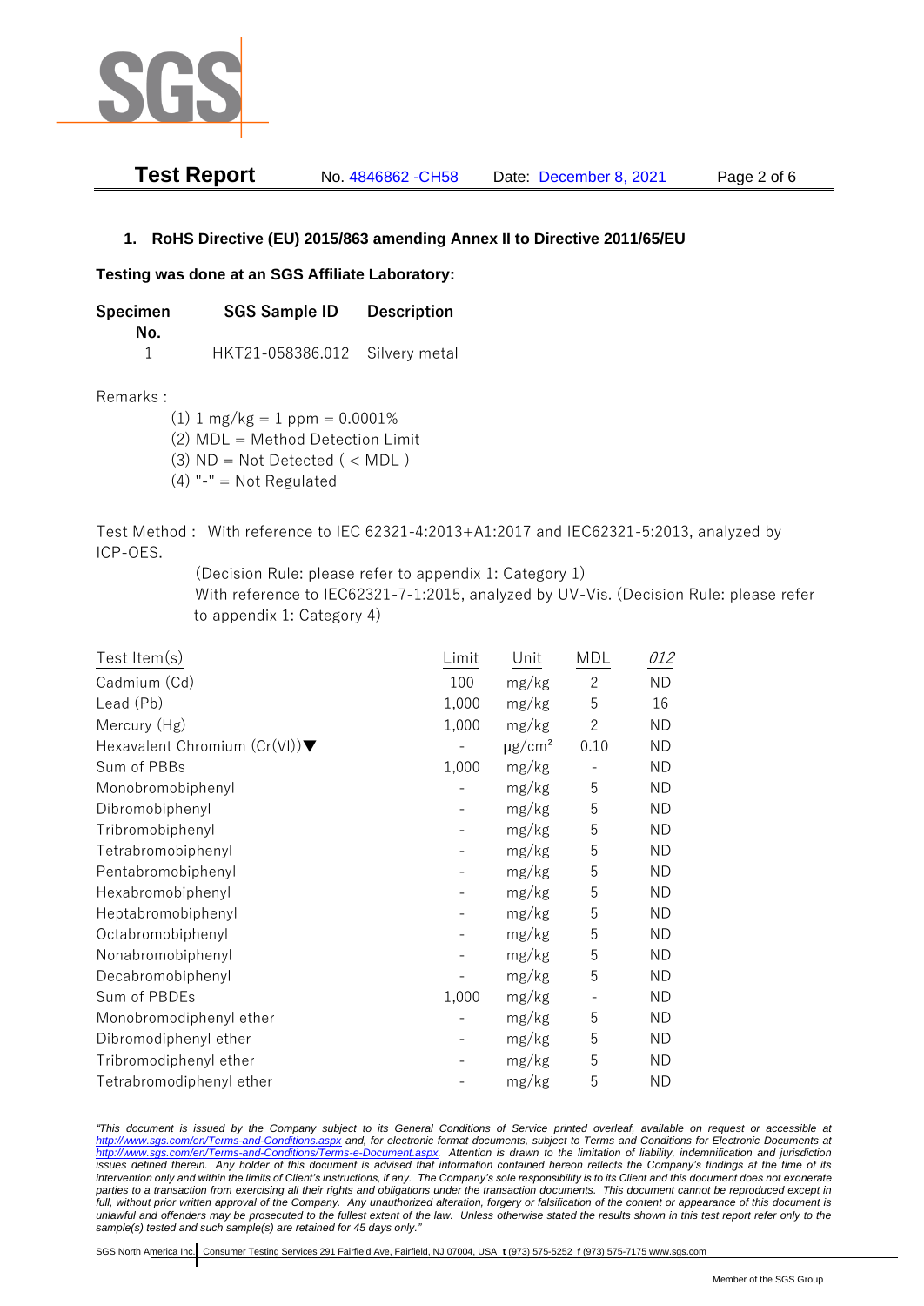## 1. RoHS Directive (EU) 2015/863 amending Annex II to Directive 2011/65/EU

**Testing was done at an SGS Affiliate Laboratory:**

| Specimen No. | SGS Sample ID | Description |
|---|---|---|
| 1 | HKT21-058386.012 | Silvery metal |

Remarks :

(1) 1 mg/kg = 1 ppm = 0.0001%
(2) MDL = Method Detection Limit
(3) ND = Not Detected ( < MDL )
(4) "-" = Not Regulated

Test Method : With reference to IEC 62321-4:2013+A1:2017 and IEC62321-5:2013, analyzed by ICP-OES.
(Decision Rule: please refer to appendix 1: Category 1)
With reference to IEC62321-7-1:2015, analyzed by UV-Vis. (Decision Rule: please refer to appendix 1: Category 4)

| Test Item(s) | Limit | Unit | MDL | 012 |
|---|---|---|---|---|
| Cadmium (Cd) | 100 | mg/kg | 2 | ND |
| Lead (Pb) | 1,000 | mg/kg | 5 | 16 |
| Mercury (Hg) | 1,000 | mg/kg | 2 | ND |
| Hexavalent Chromium (Cr(VI))▼ | - | μg/cm² | 0.10 | ND |
| Sum of PBBs | 1,000 | mg/kg | - | ND |
| Monobromobiphenyl | - | mg/kg | 5 | ND |
| Dibromobiphenyl | - | mg/kg | 5 | ND |
| Tribromobiphenyl | - | mg/kg | 5 | ND |
| Tetrabromobiphenyl | - | mg/kg | 5 | ND |
| Pentabromobiphenyl | - | mg/kg | 5 | ND |
| Hexabromobiphenyl | - | mg/kg | 5 | ND |
| Heptabromobiphenyl | - | mg/kg | 5 | ND |
| Octabromobiphenyl | - | mg/kg | 5 | ND |
| Nonabromobiphenyl | - | mg/kg | 5 | ND |
| Decabromobiphenyl | - | mg/kg | 5 | ND |
| Sum of PBDEs | 1,000 | mg/kg | - | ND |
| Monobromodiphenyl ether | - | mg/kg | 5 | ND |
| Dibromodiphenyl ether | - | mg/kg | 5 | ND |
| Tribromodiphenyl ether | - | mg/kg | 5 | ND |
| Tetrabromodiphenyl ether | - | mg/kg | 5 | ND |

*"This document is issued by the Company subject to its General Conditions of Service printed overleaf, available on request or accessible at http://www.sgs.com/en/Terms-and-Conditions.aspx and, for electronic format documents, subject to Terms and Conditions for Electronic Documents at http://www.sgs.com/en/Terms-and-Conditions/Terms-e-Document.aspx. Attention is drawn to the limitation of liability, indemnification and jurisdiction issues defined therein. Any holder of this document is advised that information contained hereon reflects the Company's findings at the time of its intervention only and within the limits of Client's instructions, if any. The Company's sole responsibility is to its Client and this document does not exonerate parties to a transaction from exercising all their rights and obligations under the transaction documents. This document cannot be reproduced except in full, without prior written approval of the Company. Any unauthorized alteration, forgery or falsification of the content or appearance of this document is unlawful and offenders may be prosecuted to the fullest extent of the law. Unless otherwise stated the results shown in this test report refer only to the sample(s) tested and such sample(s) are retained for 45 days only."*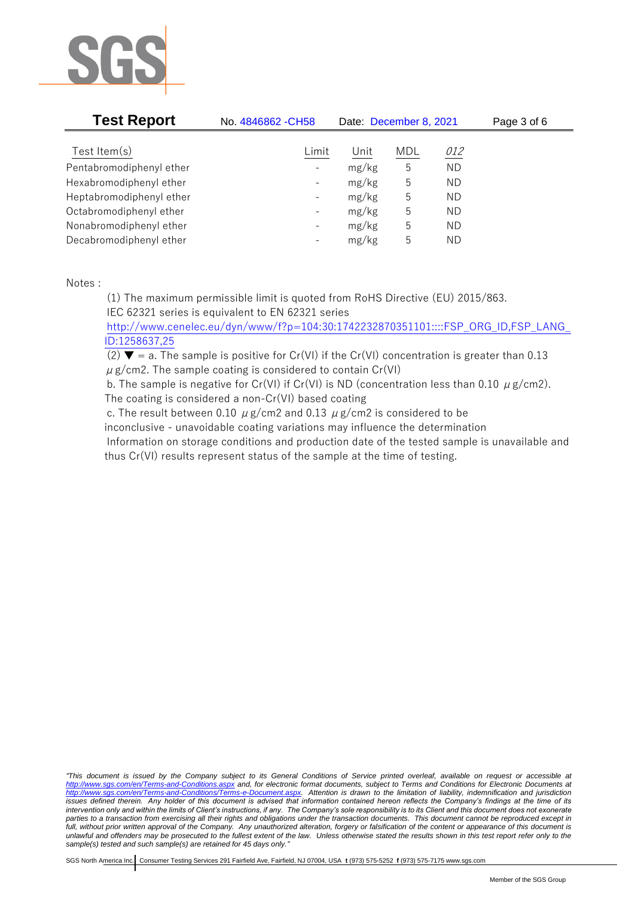| Test Item(s) | Limit | Unit | MDL | 012 |
|---|---|---|---|---|
| Pentabromodiphenyl ether | - | mg/kg | 5 | ND |
| Hexabromodiphenyl ether | - | mg/kg | 5 | ND |
| Heptabromodiphenyl ether | - | mg/kg | 5 | ND |
| Octabromodiphenyl ether | - | mg/kg | 5 | ND |
| Nonabromodiphenyl ether | - | mg/kg | 5 | ND |
| Decabromodiphenyl ether | - | mg/kg | 5 | ND |

Notes :

(1) The maximum permissible limit is quoted from RoHS Directive (EU) 2015/863.
IEC 62321 series is equivalent to EN 62321 series
http://www.cenelec.eu/dyn/www/f?p=104:30:1742232870351101::::FSP_ORG_ID,FSP_LANG_ID:1258637,25

(2) ▼ = a. The sample is positive for Cr(VI) if the Cr(VI) concentration is greater than 0.13 μg/cm2. The sample coating is considered to contain Cr(VI)
b. The sample is negative for Cr(VI) if Cr(VI) is ND (concentration less than 0.10 μg/cm2). The coating is considered a non-Cr(VI) based coating
c. The result between 0.10 μg/cm2 and 0.13 μg/cm2 is considered to be inconclusive - unavoidable coating variations may influence the determination
Information on storage conditions and production date of the tested sample is unavailable and thus Cr(VI) results represent status of the sample at the time of testing.

*"This document is issued by the Company subject to its General Conditions of Service printed overleaf, available on request or accessible at http://www.sgs.com/en/Terms-and-Conditions.aspx and, for electronic format documents, subject to Terms and Conditions for Electronic Documents at http://www.sgs.com/en/Terms-and-Conditions/Terms-e-Document.aspx. Attention is drawn to the limitation of liability, indemnification and jurisdiction issues defined therein. Any holder of this document is advised that information contained hereon reflects the Company's findings at the time of its intervention only and within the limits of Client's instructions, if any. The Company's sole responsibility is to its Client and this document does not exonerate parties to a transaction from exercising all their rights and obligations under the transaction documents. This document cannot be reproduced except in full, without prior written approval of the Company. Any unauthorized alteration, forgery or falsification of the content or appearance of this document is unlawful and offenders may be prosecuted to the fullest extent of the law. Unless otherwise stated the results shown in this test report refer only to the sample(s) tested and such sample(s) are retained for 45 days only."*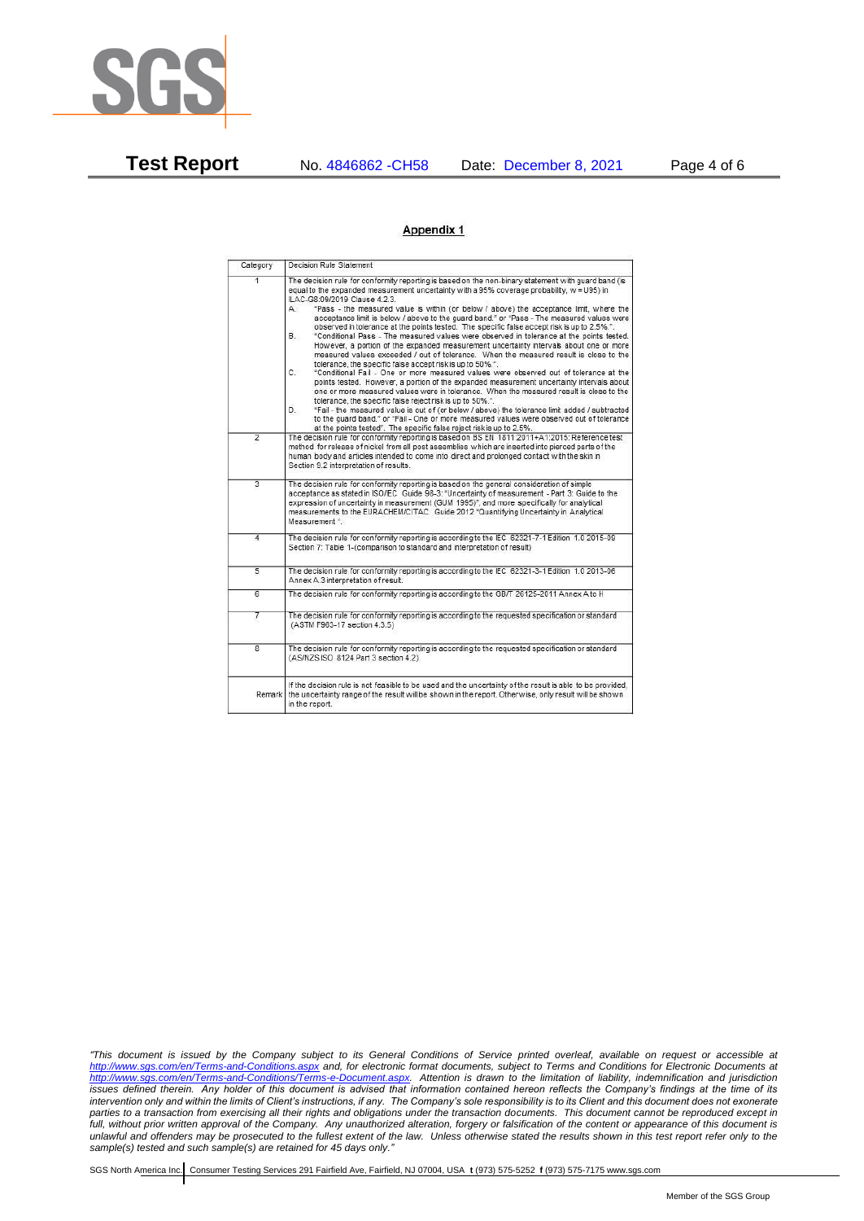## Appendix 1

| Category | Decision Rule Statement |
|---|---|
| 1 | The decision rule for conformity reporting is based on the non-binary statement with guard band (is equal to the expanded measurement uncertainty with a 95% coverage probability, w = U95) in ILAC-G8:09/2019 Clause 4.2.3.<br>A. "Pass - the measured value is within (or below / above) the acceptance limit, where the acceptance limit is below / above to the guard band." or "Pass - The measured values were observed in tolerance at the points tested. The specific false accept risk is up to 2.5%.".<br>B. "Conditional Pass - The measured values were observed in tolerance at the points tested. However, a portion of the expanded measurement uncertainty intervals about one or more measured values exceeded / out of tolerance. When the measured result is close to the tolerance, the specific false accept risk is up to 50%.".<br>C. "Conditional Fail - One or more measured values were observed out of tolerance at the points tested. However, a portion of the expanded measurement uncertainty intervals about one or more measured values were in tolerance. When the measured result is close to the tolerance, the specific false reject risk is up to 50%.".<br>D. "Fail - the measured value is out of (or below / above) the tolerance limit added / subtracted to the guard band." or "Fail - One or more measured values were observed out of tolerance at the points tested". The specific false reject risk is up to 2.5%. |
| 2 | The decision rule for conformity reporting is based on BS EN 1811:2011+A1:2015: Reference test method for release of nickel from all post assemblies which are inserted into pierced parts of the human body and articles intended to come into direct and prolonged contact with the skin in Section 9.2 interpretation of results. |
| 3 | The decision rule for conformity reporting is based on the general consideration of simple acceptance as stated in ISO/IEC Guide 98-3: "Uncertainty of measurement - Part 3: Guide to the expression of uncertainty in measurement (GUM 1995)", and more specifically for analytical measurements to the EURACHEM/CITAC Guide 2012 "Quantifying Uncertainty in Analytical Measurement ". |
| 4 | The decision rule for conformity reporting is according to the IEC 62321-7-1 Edition 1.0 2015-09 Section 7: Table 1-(comparison to standard and interpretation of result) |
| 5 | The decision rule for conformity reporting is according to the IEC 62321-3-1 Edition 1.0 2013-06 Annex A.3 interpretation of result. |
| 6 | The decision rule for conformity reporting is according to the GB/T 26125-2011 Annex A to H |
| 7 | The decision rule for conformity reporting is according to the requested specification or standard (ASTM F963-17 section 4.3.5) |
| 8 | The decision rule for conformity reporting is according to the requested specification or standard (AS/NZS ISO 8124 Part 3 section 4.2) |
| Remark | If the decision rule is not feasible to be used and the uncertainty of the result is able to be provided, the uncertainty range of the result will be shown in the report. Otherwise, only result will be shown in the report. |

*"This document is issued by the Company subject to its General Conditions of Service printed overleaf, available on request or accessible at http://www.sgs.com/en/Terms-and-Conditions.aspx and, for electronic format documents, subject to Terms and Conditions for Electronic Documents at http://www.sgs.com/en/Terms-and-Conditions/Terms-e-Document.aspx. Attention is drawn to the limitation of liability, indemnification and jurisdiction issues defined therein. Any holder of this document is advised that information contained hereon reflects the Company's findings at the time of its intervention only and within the limits of Client's instructions, if any. The Company's sole responsibility is to its Client and this document does not exonerate parties to a transaction from exercising all their rights and obligations under the transaction documents. This document cannot be reproduced except in full, without prior written approval of the Company. Any unauthorized alteration, forgery or falsification of the content or appearance of this document is unlawful and offenders may be prosecuted to the fullest extent of the law. Unless otherwise stated the results shown in this test report refer only to the sample(s) tested and such sample(s) are retained for 45 days only."*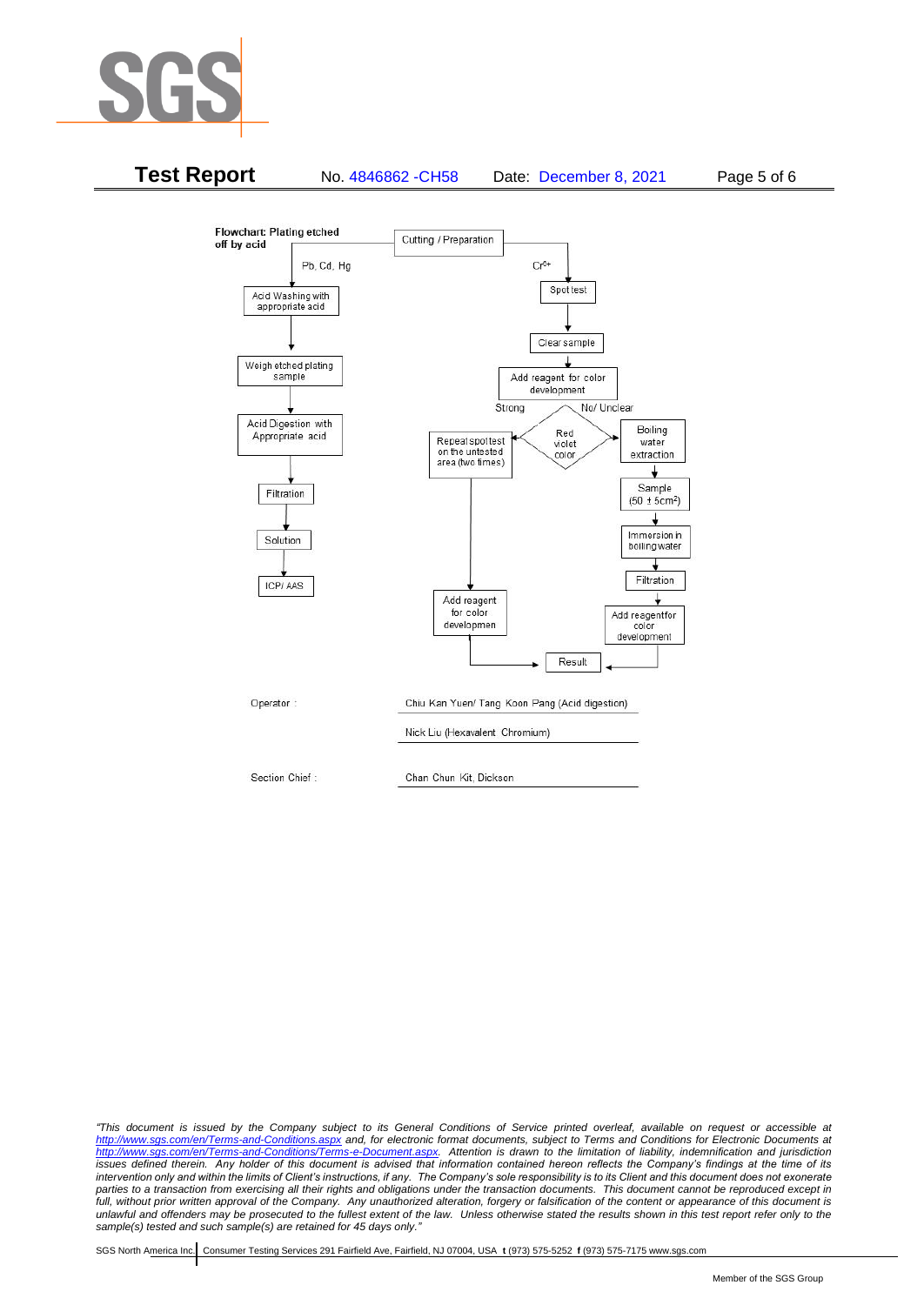Flowchart: Plating etched off by acid

Cutting / Preparation

Pb, Cd, Hg

Acid Washing with appropriate acid

Weigh etched plating sample

Acid Digestion with Appropriate acid

Filtration

Solution

ICP/ AAS

$Cr^{6+}$

Spot test

Clear sample

Add reagent for color development

Strong

No/ Unclear

Red violet color

Repeat spot test on the untested area (two times)

Boiling water extraction

Sample (50 ± 5cm²)

Immersion in boiling water

Filtration

Add reagent for color developmen

Add reagentfor color development

Result

| | |
|---|---|
| Operator : | Chiu Kan Yuen/ Tang Koon Pang (Acid digestion) |
| | Nick Liu (Hexavalent Chromium) |
| Section Chief : | Chan Chun Kit, Dickson |

*"This document is issued by the Company subject to its General Conditions of Service printed overleaf, available on request or accessible at http://www.sgs.com/en/Terms-and-Conditions.aspx and, for electronic format documents, subject to Terms and Conditions for Electronic Documents at http://www.sgs.com/en/Terms-and-Conditions/Terms-e-Document.aspx. Attention is drawn to the limitation of liability, indemnification and jurisdiction issues defined therein. Any holder of this document is advised that information contained hereon reflects the Company's findings at the time of its intervention only and within the limits of Client's instructions, if any. The Company's sole responsibility is to its Client and this document does not exonerate parties to a transaction from exercising all their rights and obligations under the transaction documents. This document cannot be reproduced except in full, without prior written approval of the Company. Any unauthorized alteration, forgery or falsification of the content or appearance of this document is unlawful and offenders may be prosecuted to the fullest extent of the law. Unless otherwise stated the results shown in this test report refer only to the sample(s) tested and such sample(s) are retained for 45 days only."*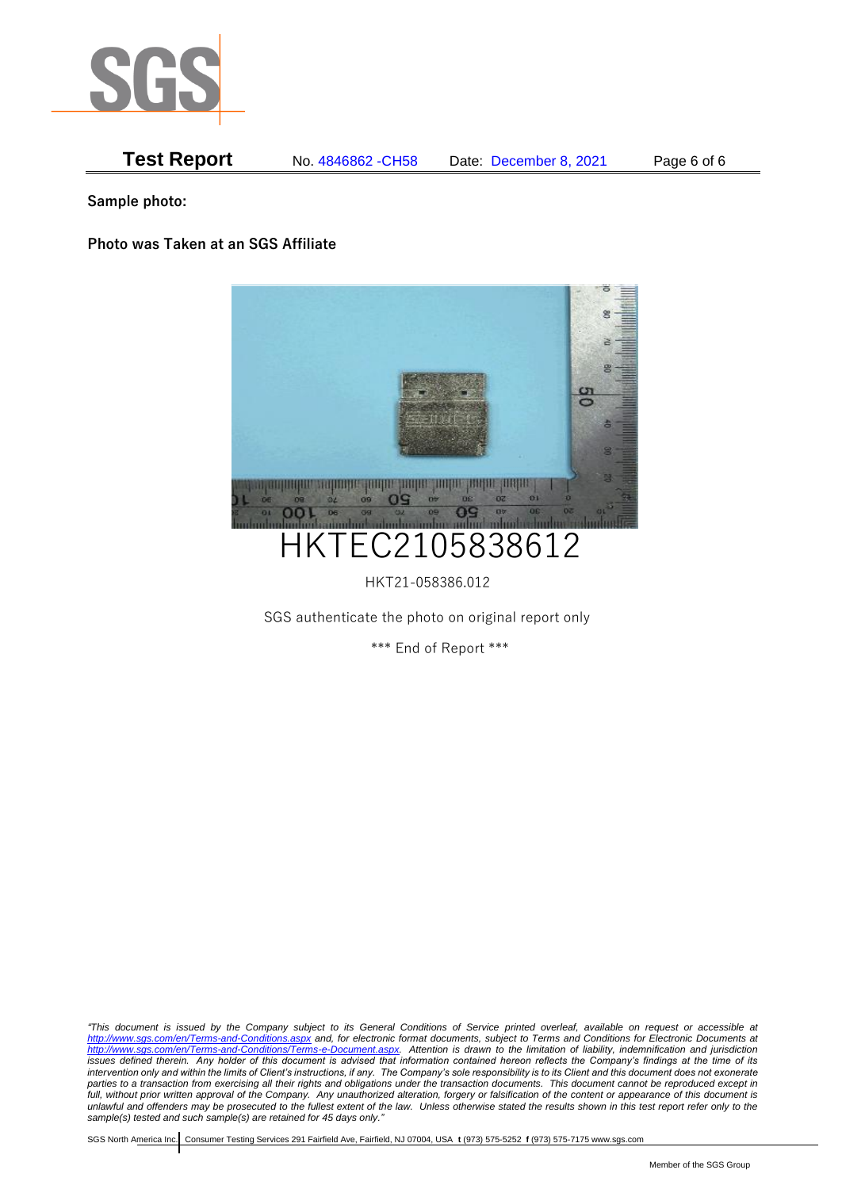Sample photo:

Photo was Taken at an SGS Affiliate

HKTEC2105838612

HKT21-058386.012

SGS authenticate the photo on original report only

*** End of Report ***

*"This document is issued by the Company subject to its General Conditions of Service printed overleaf, available on request or accessible at http://www.sgs.com/en/Terms-and-Conditions.aspx and, for electronic format documents, subject to Terms and Conditions for Electronic Documents at http://www.sgs.com/en/Terms-and-Conditions/Terms-e-Document.aspx. Attention is drawn to the limitation of liability, indemnification and jurisdiction issues defined therein. Any holder of this document is advised that information contained hereon reflects the Company's findings at the time of its intervention only and within the limits of Client's instructions, if any. The Company's sole responsibility is to its Client and this document does not exonerate parties to a transaction from exercising all their rights and obligations under the transaction documents. This document cannot be reproduced except in full, without prior written approval of the Company. Any unauthorized alteration, forgery or falsification of the content or appearance of this document is unlawful and offenders may be prosecuted to the fullest extent of the law. Unless otherwise stated the results shown in this test report refer only to the sample(s) tested and such sample(s) are retained for 45 days only."*

SGS North America Inc. | Consumer Testing Services 291 Fairfield Ave, Fairfield, NJ 07004, USA **t** (973) 575-5252 **f** (973) 575-7175 www.sgs.com

Member of the SGS Group